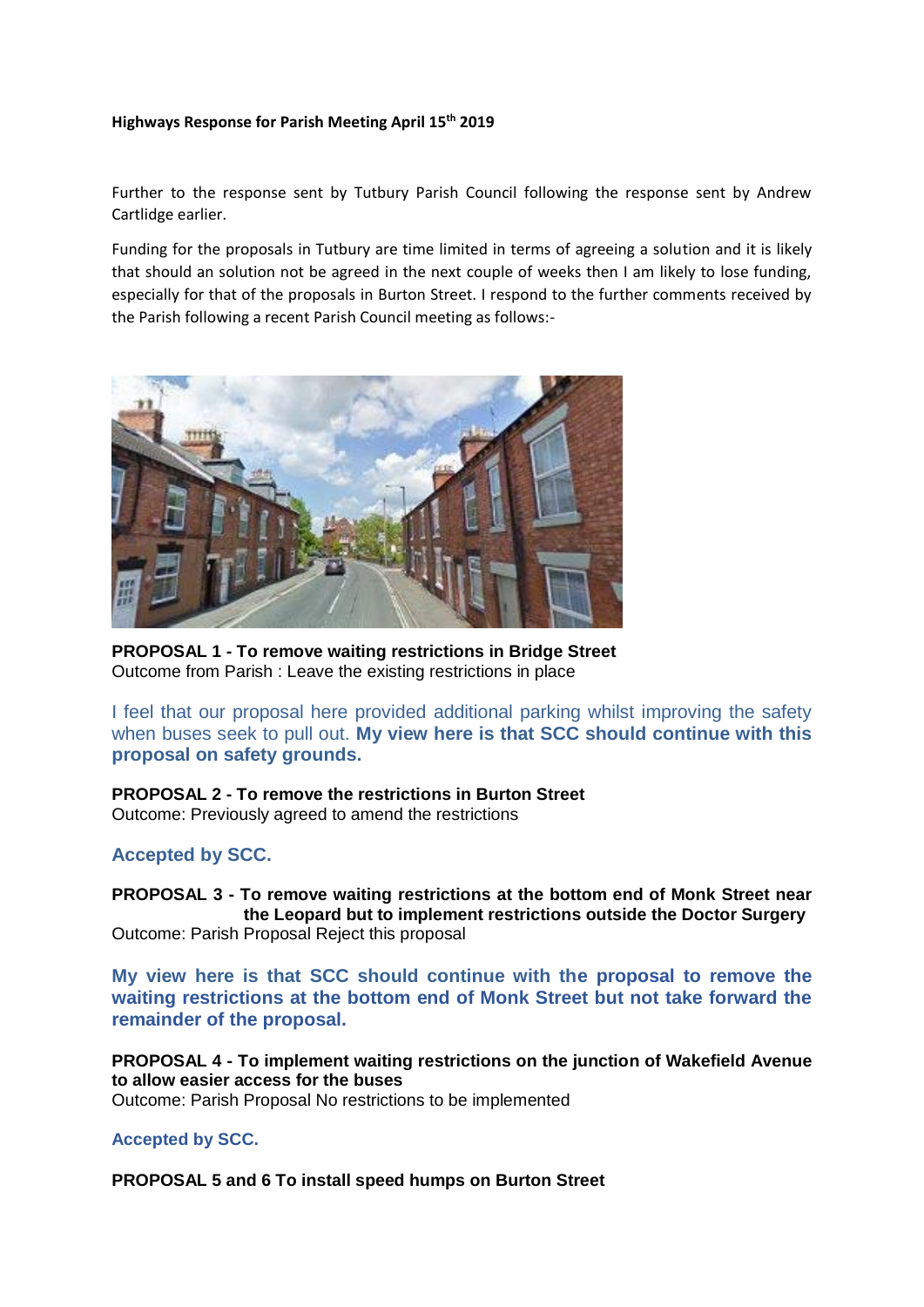**Highways Response for Parish Meeting April 15th 2019**

Further to the response sent by Tutbury Parish Council following the response sent by Andrew Cartlidge earlier.

Funding for the proposals in Tutbury are time limited in terms of agreeing a solution and it is likely that should an solution not be agreed in the next couple of weeks then I am likely to lose funding, especially for that of the proposals in Burton Street. I respond to the further comments received by the Parish following a recent Parish Council meeting as follows:-

**PROPOSAL 1 - To remove waiting restrictions in Bridge Street**
Outcome from Parish : Leave the existing restrictions in place

I feel that our proposal here provided additional parking whilst improving the safety when buses seek to pull out. **My view here is that SCC should continue with this proposal on safety grounds.**

**PROPOSAL 2 - To remove the restrictions in Burton Street**
Outcome: Previously agreed to amend the restrictions

**Accepted by SCC.**

**PROPOSAL 3 - To remove waiting restrictions at the bottom end of Monk Street near the Leopard but to implement restrictions outside the Doctor Surgery**
Outcome: Parish Proposal Reject this proposal

**My view here is that SCC should continue with the proposal to remove the waiting restrictions at the bottom end of Monk Street but not take forward the remainder of the proposal.**

**PROPOSAL 4 - To implement waiting restrictions on the junction of Wakefield Avenue to allow easier access for the buses**
Outcome: Parish Proposal No restrictions to be implemented

**Accepted by SCC.**

**PROPOSAL 5 and 6 To install speed humps on Burton Street**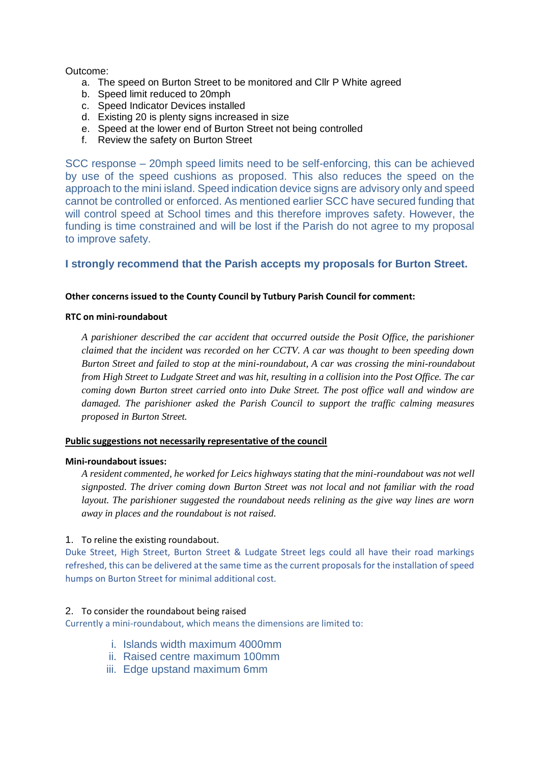Outcome:

a. The speed on Burton Street to be monitored and Cllr P White agreed
b. Speed limit reduced to 20mph
c. Speed Indicator Devices installed
d. Existing 20 is plenty signs increased in size
e. Speed at the lower end of Burton Street not being controlled
f. Review the safety on Burton Street

SCC response – 20mph speed limits need to be self-enforcing, this can be achieved by use of the speed cushions as proposed. This also reduces the speed on the approach to the mini island. Speed indication device signs are advisory only and speed cannot be controlled or enforced. As mentioned earlier SCC have secured funding that will control speed at School times and this therefore improves safety. However, the funding is time constrained and will be lost if the Parish do not agree to my proposal to improve safety.

**I strongly recommend that the Parish accepts my proposals for Burton Street.**

**Other concerns issued to the County Council by Tutbury Parish Council for comment:**

**RTC on mini-roundabout**

*A parishioner described the car accident that occurred outside the Posit Office, the parishioner claimed that the incident was recorded on her CCTV. A car was thought to been speeding down Burton Street and failed to stop at the mini-roundabout, A car was crossing the mini-roundabout from High Street to Ludgate Street and was hit, resulting in a collision into the Post Office. The car coming down Burton street carried onto into Duke Street. The post office wall and window are damaged. The parishioner asked the Parish Council to support the traffic calming measures proposed in Burton Street.*

**Public suggestions not necessarily representative of the council**

**Mini-roundabout issues:**

*A resident commented, he worked for Leics highways stating that the mini-roundabout was not well signposted. The driver coming down Burton Street was not local and not familiar with the road layout. The parishioner suggested the roundabout needs relining as the give way lines are worn away in places and the roundabout is not raised.*

1. To reline the existing roundabout.

Duke Street, High Street, Burton Street & Ludgate Street legs could all have their road markings refreshed, this can be delivered at the same time as the current proposals for the installation of speed humps on Burton Street for minimal additional cost.

2. To consider the roundabout being raised

Currently a mini-roundabout, which means the dimensions are limited to:

i. Islands width maximum 4000mm
ii. Raised centre maximum 100mm
iii. Edge upstand maximum 6mm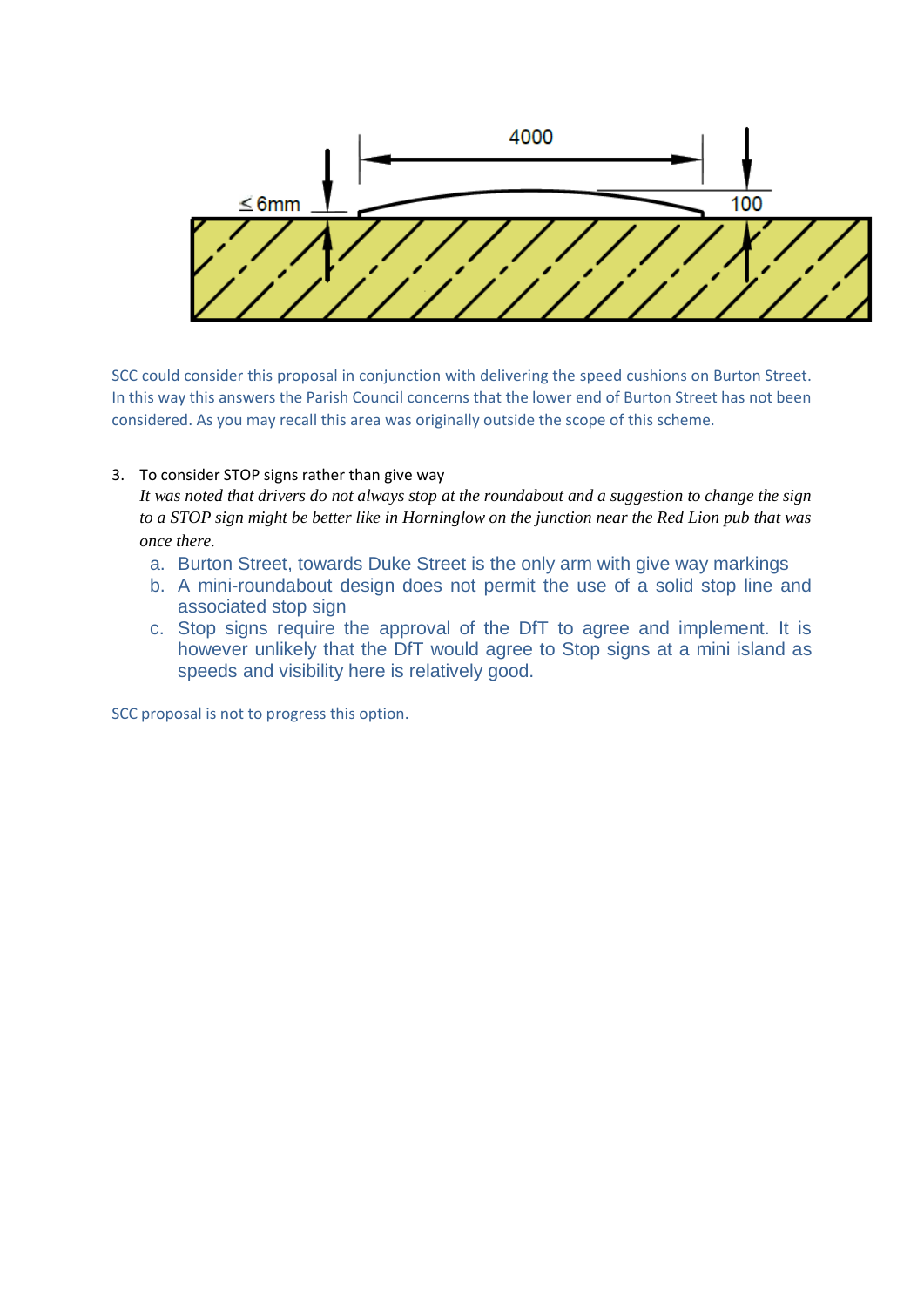SCC could consider this proposal in conjunction with delivering the speed cushions on Burton Street. In this way this answers the Parish Council concerns that the lower end of Burton Street has not been considered. As you may recall this area was originally outside the scope of this scheme.

3. To consider STOP signs rather than give way

   *It was noted that drivers do not always stop at the roundabout and a suggestion to change the sign to a STOP sign might be better like in Horninglow on the junction near the Red Lion pub that was once there.*

   a. Burton Street, towards Duke Street is the only arm with give way markings
   b. A mini-roundabout design does not permit the use of a solid stop line and associated stop sign
   c. Stop signs require the approval of the DfT to agree and implement. It is however unlikely that the DfT would agree to Stop signs at a mini island as speeds and visibility here is relatively good.

SCC proposal is not to progress this option.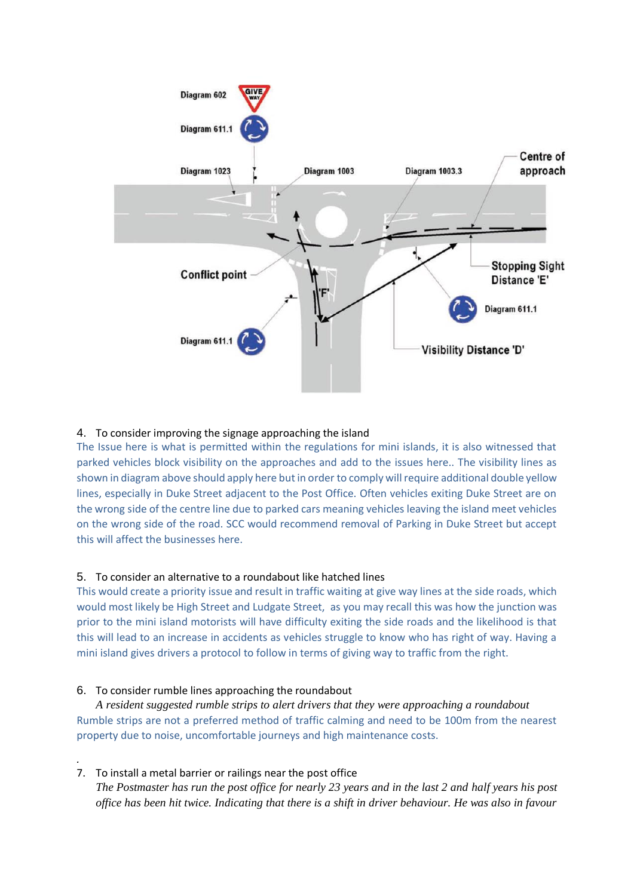Diagram 602

Diagram 611.1

Diagram 1023

Diagram 1003

Diagram 1003.3

Centre of approach

Conflict point

Stopping Sight Distance 'E'

Diagram 611.1

Diagram 611.1

Visibility Distance 'D'

4. To consider improving the signage approaching the island

The Issue here is what is permitted within the regulations for mini islands, it is also witnessed that parked vehicles block visibility on the approaches and add to the issues here.. The visibility lines as shown in diagram above should apply here but in order to comply will require additional double yellow lines, especially in Duke Street adjacent to the Post Office. Often vehicles exiting Duke Street are on the wrong side of the centre line due to parked cars meaning vehicles leaving the island meet vehicles on the wrong side of the road. SCC would recommend removal of Parking in Duke Street but accept this will affect the businesses here.

5. To consider an alternative to a roundabout like hatched lines

This would create a priority issue and result in traffic waiting at give way lines at the side roads, which would most likely be High Street and Ludgate Street, as you may recall this was how the junction was prior to the mini island motorists will have difficulty exiting the side roads and the likelihood is that this will lead to an increase in accidents as vehicles struggle to know who has right of way. Having a mini island gives drivers a protocol to follow in terms of giving way to traffic from the right.

6. To consider rumble lines approaching the roundabout

*A resident suggested rumble strips to alert drivers that they were approaching a roundabout*

Rumble strips are not a preferred method of traffic calming and need to be 100m from the nearest property due to noise, uncomfortable journeys and high maintenance costs.

7. To install a metal barrier or railings near the post office

*The Postmaster has run the post office for nearly 23 years and in the last 2 and half years his post office has been hit twice. Indicating that there is a shift in driver behaviour. He was also in favour*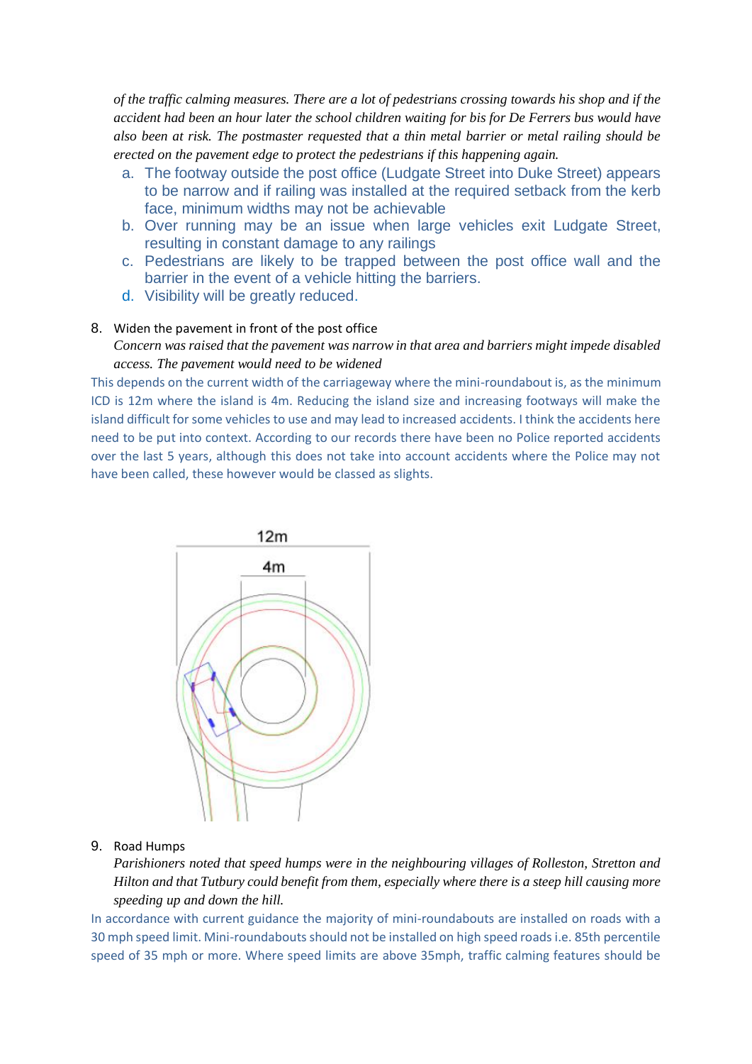*of the traffic calming measures. There are a lot of pedestrians crossing towards his shop and if the accident had been an hour later the school children waiting for bis for De Ferrers bus would have also been at risk. The postmaster requested that a thin metal barrier or metal railing should be erected on the pavement edge to protect the pedestrians if this happening again.*

a. The footway outside the post office (Ludgate Street into Duke Street) appears to be narrow and if railing was installed at the required setback from the kerb face, minimum widths may not be achievable
b. Over running may be an issue when large vehicles exit Ludgate Street, resulting in constant damage to any railings
c. Pedestrians are likely to be trapped between the post office wall and the barrier in the event of a vehicle hitting the barriers.
d. Visibility will be greatly reduced.

8. Widen the pavement in front of the post office

*Concern was raised that the pavement was narrow in that area and barriers might impede disabled access. The pavement would need to be widened*

This depends on the current width of the carriageway where the mini-roundabout is, as the minimum ICD is 12m where the island is 4m. Reducing the island size and increasing footways will make the island difficult for some vehicles to use and may lead to increased accidents. I think the accidents here need to be put into context. According to our records there have been no Police reported accidents over the last 5 years, although this does not take into account accidents where the Police may not have been called, these however would be classed as slights.

12m

4m

9. Road Humps

*Parishioners noted that speed humps were in the neighbouring villages of Rolleston, Stretton and Hilton and that Tutbury could benefit from them, especially where there is a steep hill causing more speeding up and down the hill.*

In accordance with current guidance the majority of mini-roundabouts are installed on roads with a 30 mph speed limit. Mini-roundabouts should not be installed on high speed roads i.e. 85th percentile speed of 35 mph or more. Where speed limits are above 35mph, traffic calming features should be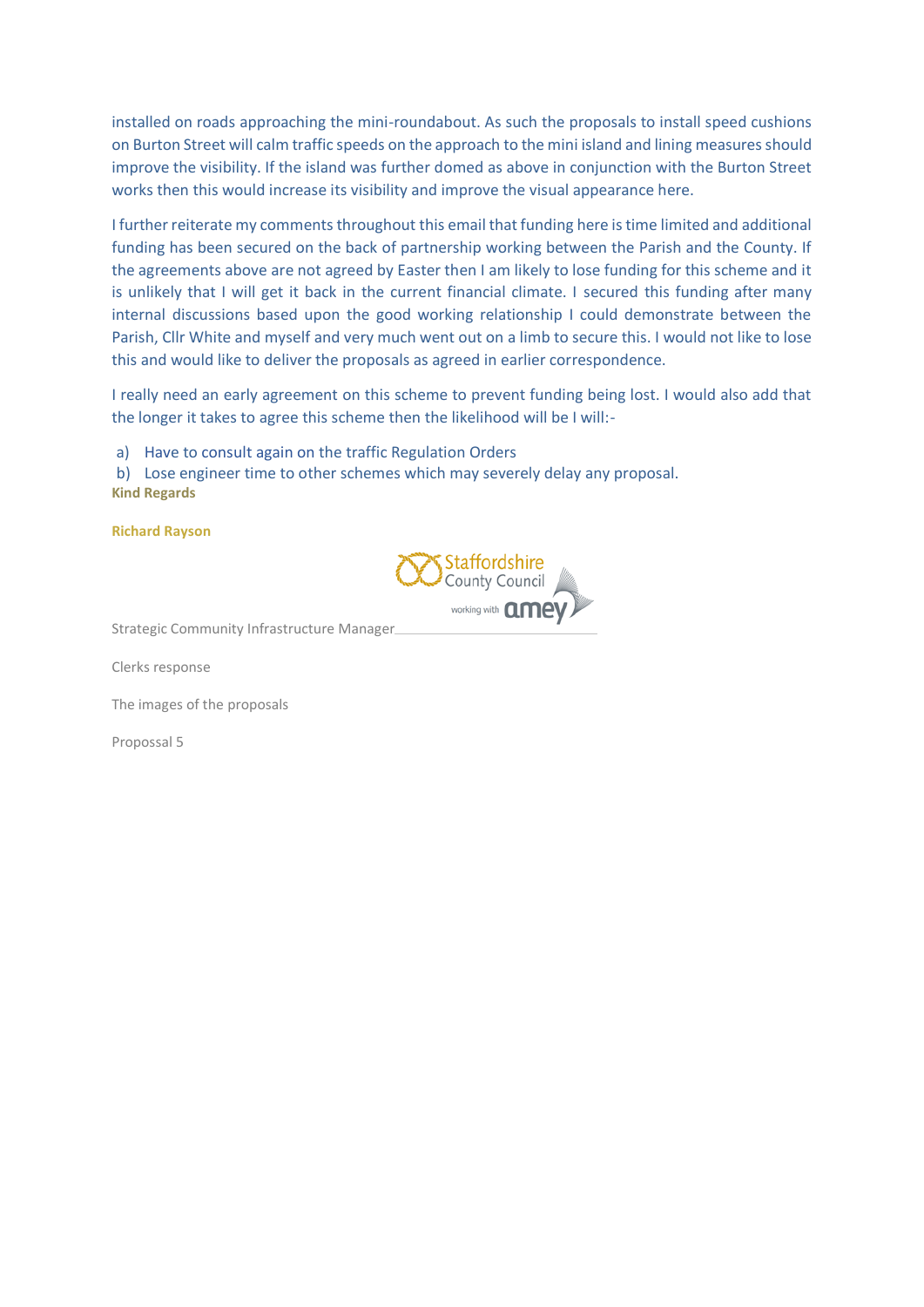installed on roads approaching the mini-roundabout. As such the proposals to install speed cushions on Burton Street will calm traffic speeds on the approach to the mini island and lining measures should improve the visibility. If the island was further domed as above in conjunction with the Burton Street works then this would increase its visibility and improve the visual appearance here.

I further reiterate my comments throughout this email that funding here is time limited and additional funding has been secured on the back of partnership working between the Parish and the County. If the agreements above are not agreed by Easter then I am likely to lose funding for this scheme and it is unlikely that I will get it back in the current financial climate. I secured this funding after many internal discussions based upon the good working relationship I could demonstrate between the Parish, Cllr White and myself and very much went out on a limb to secure this. I would not like to lose this and would like to deliver the proposals as agreed in earlier correspondence.

I really need an early agreement on this scheme to prevent funding being lost. I would also add that the longer it takes to agree this scheme then the likelihood will be I will:-

a) Have to consult again on the traffic Regulation Orders
b) Lose engineer time to other schemes which may severely delay any proposal.

**Kind Regards**

**Richard Rayson**

Staffordshire County Council working with amey

Strategic Community Infrastructure Manager

Clerks response

The images of the proposals

Propossal 5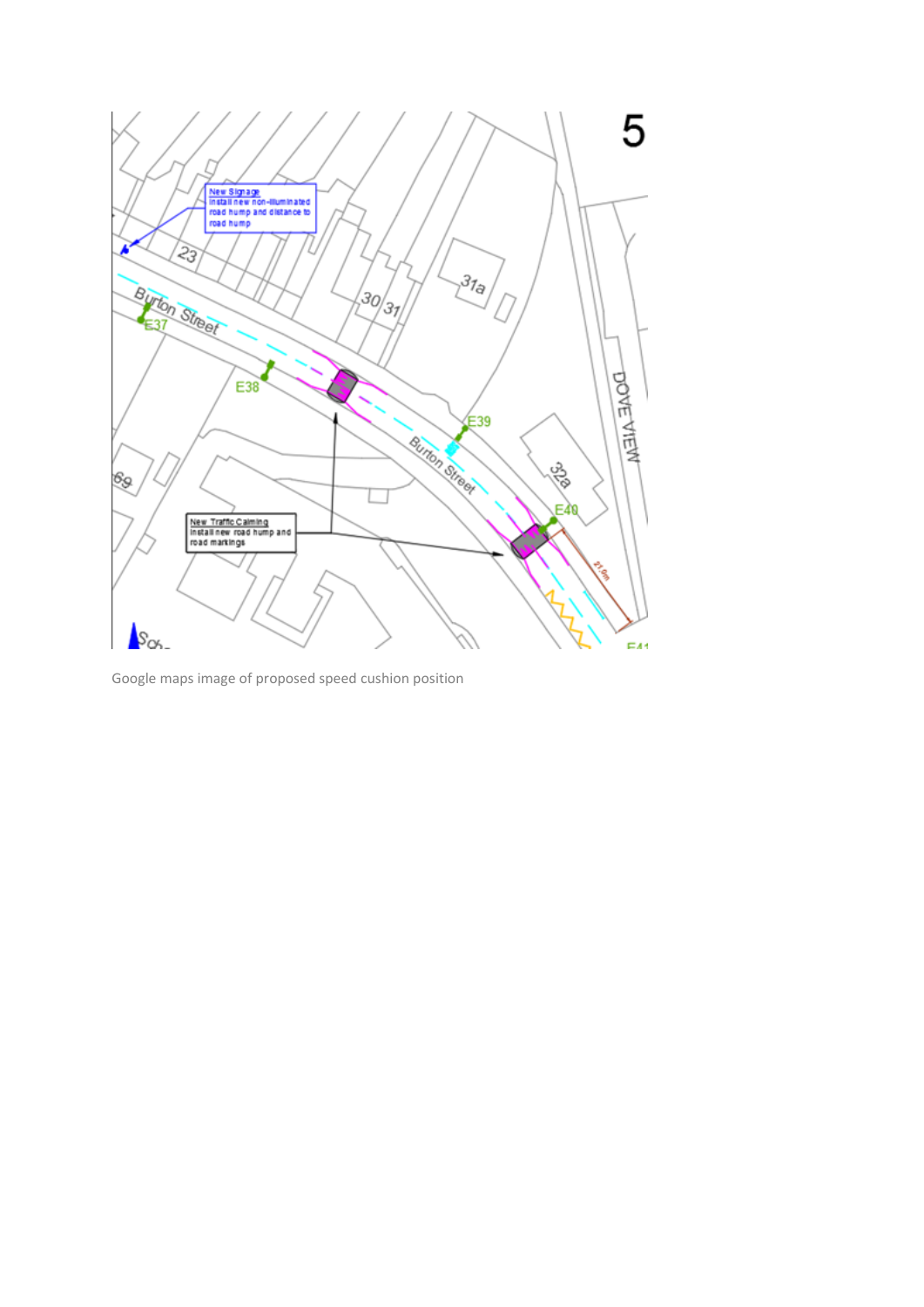Google maps image of proposed speed cushion position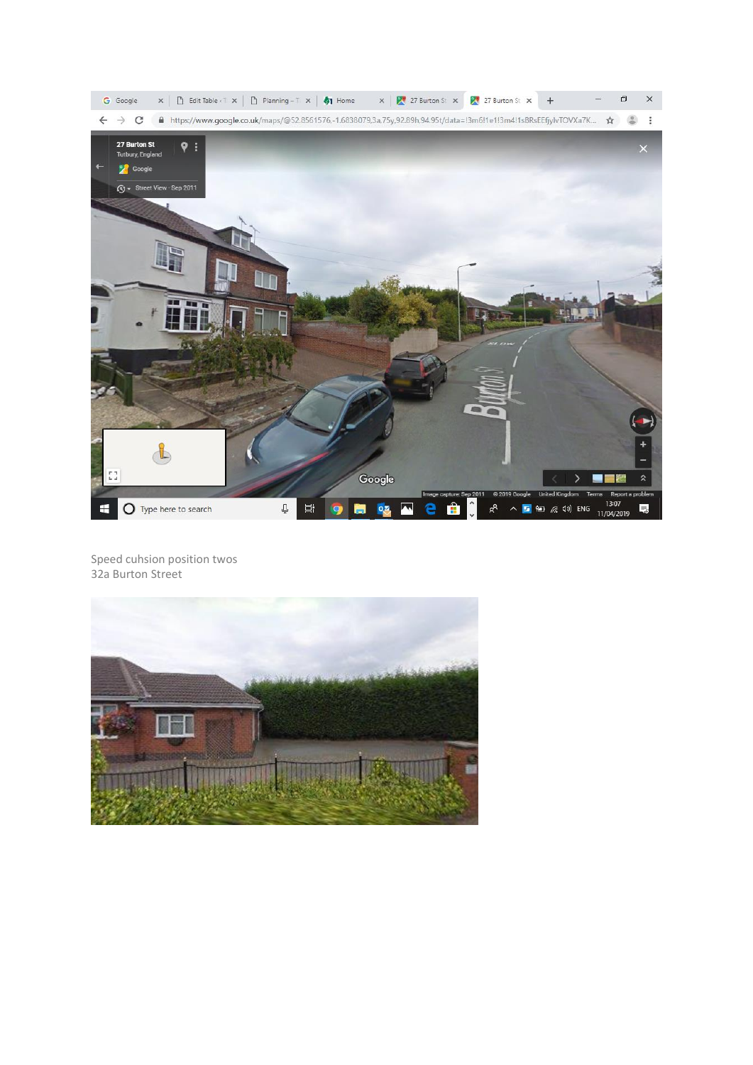Speed cuhsion position twos
32a Burton Street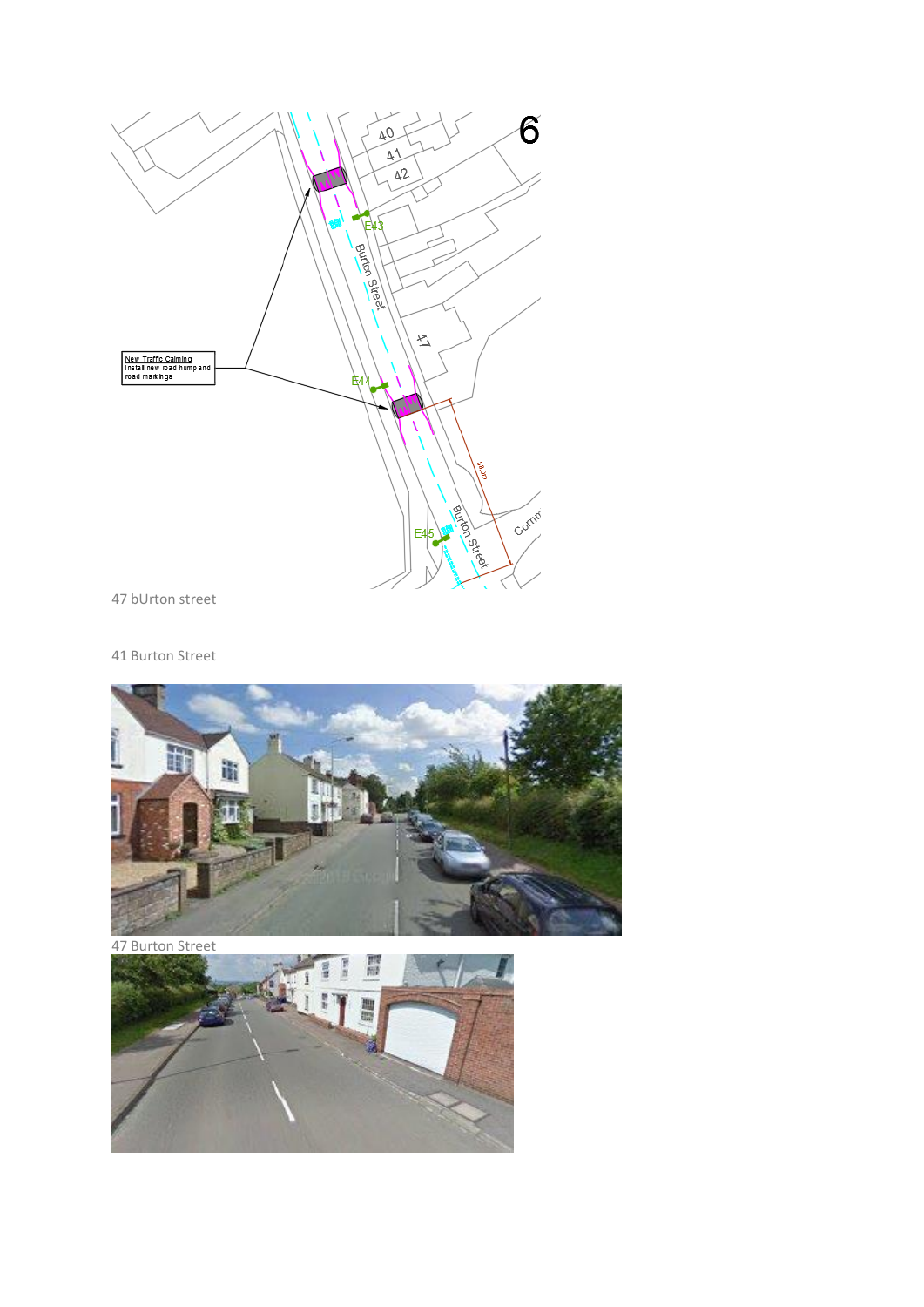6

New Traffic Calming
Install new road hump and
road markings

Burton Street

E43

E44

E45

40

41

42

47

Cornm

47 bUrton street

41 Burton Street

47 Burton Street